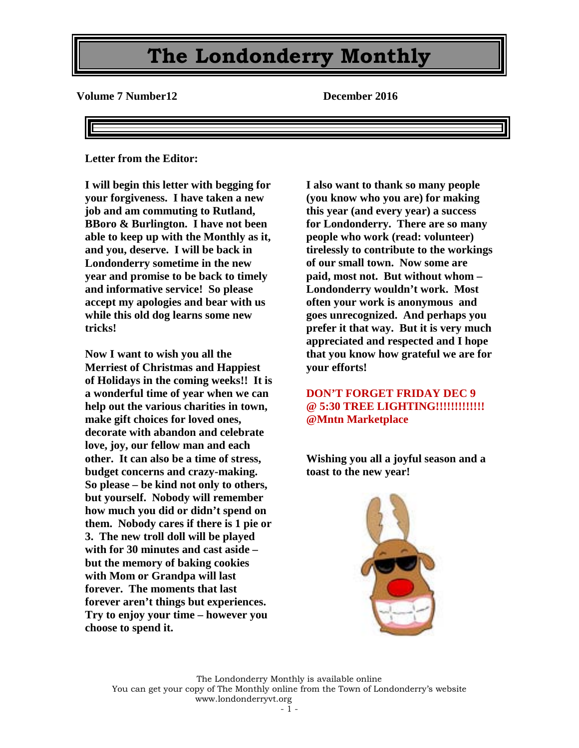# The Londonderry Monthly

**Volume 7 Number12** **December 2016**

**Letter from the Editor:**

**I will begin this letter with begging for your forgiveness. I have taken a new job and am commuting to Rutland, BBoro & Burlington. I have not been able to keep up with the Monthly as it, and you, deserve. I will be back in Londonderry sometime in the new year and promise to be back to timely and informative service! So please accept my apologies and bear with us while this old dog learns some new tricks!**

**Now I want to wish you all the Merriest of Christmas and Happiest of Holidays in the coming weeks!! It is a wonderful time of year when we can help out the various charities in town, make gift choices for loved ones, decorate with abandon and celebrate love, joy, our fellow man and each other. It can also be a time of stress, budget concerns and crazy-making. So please – be kind not only to others, but yourself. Nobody will remember how much you did or didn't spend on them. Nobody cares if there is 1 pie or 3. The new troll doll will be played with for 30 minutes and cast aside – but the memory of baking cookies with Mom or Grandpa will last forever. The moments that last forever aren't things but experiences. Try to enjoy your time – however you choose to spend it.**

**I also want to thank so many people (you know who you are) for making this year (and every year) a success for Londonderry. There are so many people who work (read: volunteer) tirelessly to contribute to the workings of our small town. Now some are paid, most not. But without whom – Londonderry wouldn't work. Most often your work is anonymous and goes unrecognized. And perhaps you prefer it that way. But it is very much appreciated and respected and I hope that you know how grateful we are for your efforts!**

**DON'T FORGET FRIDAY DEC 9 @ 5:30 TREE LIGHTING!!!!!!!!!!!!! @Mntn Marketplace**

**Wishing you all a joyful season and a toast to the new year!**

The Londonderry Monthly is available online
You can get your copy of The Monthly online from the Town of Londonderry's website
www.londonderryvt.org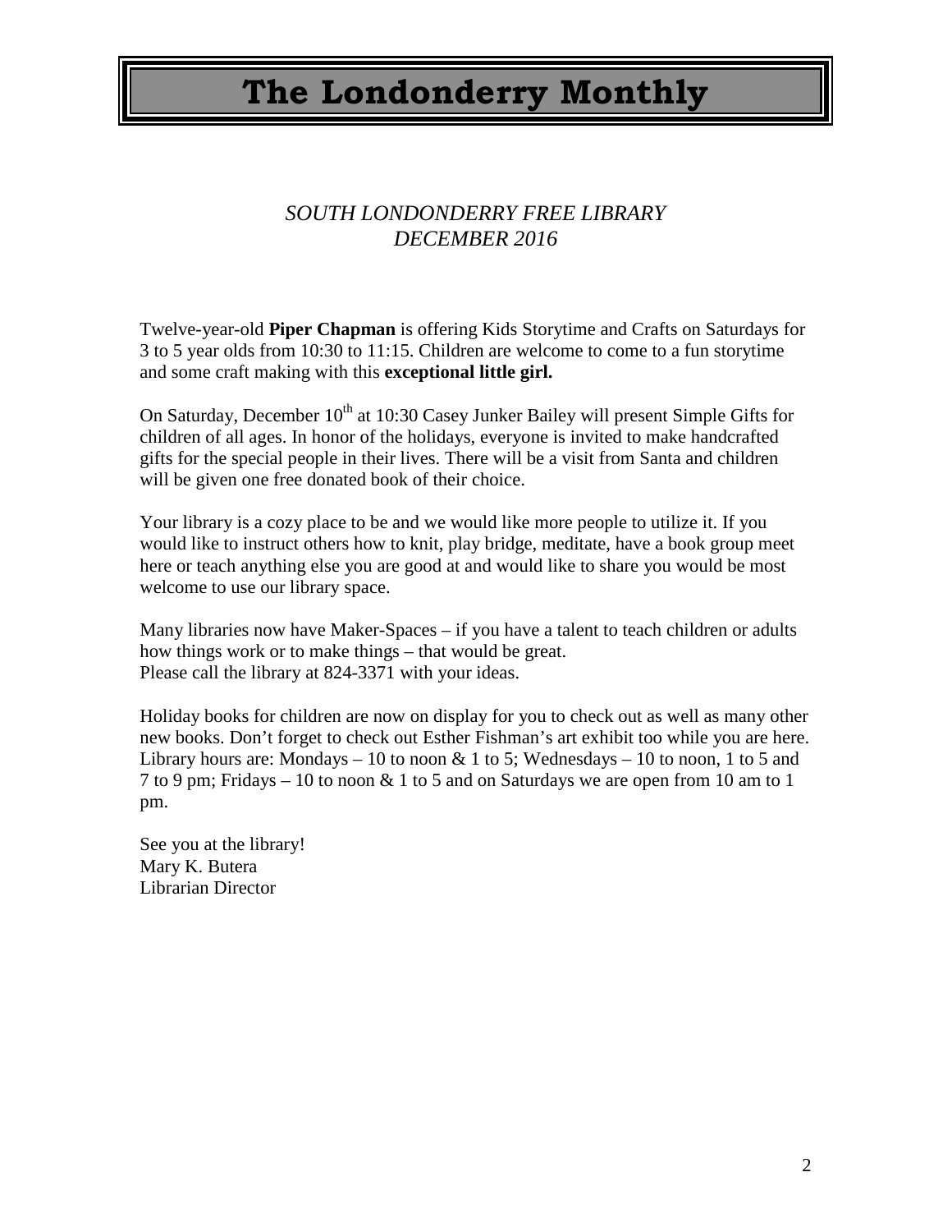# The Londonderry Monthly

*SOUTH LONDONDERRY FREE LIBRARY*
*DECEMBER 2016*

Twelve-year-old **Piper Chapman** is offering Kids Storytime and Crafts on Saturdays for 3 to 5 year olds from 10:30 to 11:15. Children are welcome to come to a fun storytime and some craft making with this **exceptional little girl.**

On Saturday, December 10th at 10:30 Casey Junker Bailey will present Simple Gifts for children of all ages. In honor of the holidays, everyone is invited to make handcrafted gifts for the special people in their lives. There will be a visit from Santa and children will be given one free donated book of their choice.

Your library is a cozy place to be and we would like more people to utilize it. If you would like to instruct others how to knit, play bridge, meditate, have a book group meet here or teach anything else you are good at and would like to share you would be most welcome to use our library space.

Many libraries now have Maker-Spaces – if you have a talent to teach children or adults how things work or to make things – that would be great.
Please call the library at 824-3371 with your ideas.

Holiday books for children are now on display for you to check out as well as many other new books. Don't forget to check out Esther Fishman's art exhibit too while you are here. Library hours are: Mondays – 10 to noon & 1 to 5; Wednesdays – 10 to noon, 1 to 5 and 7 to 9 pm; Fridays – 10 to noon & 1 to 5 and on Saturdays we are open from 10 am to 1 pm.

See you at the library!
Mary K. Butera
Librarian Director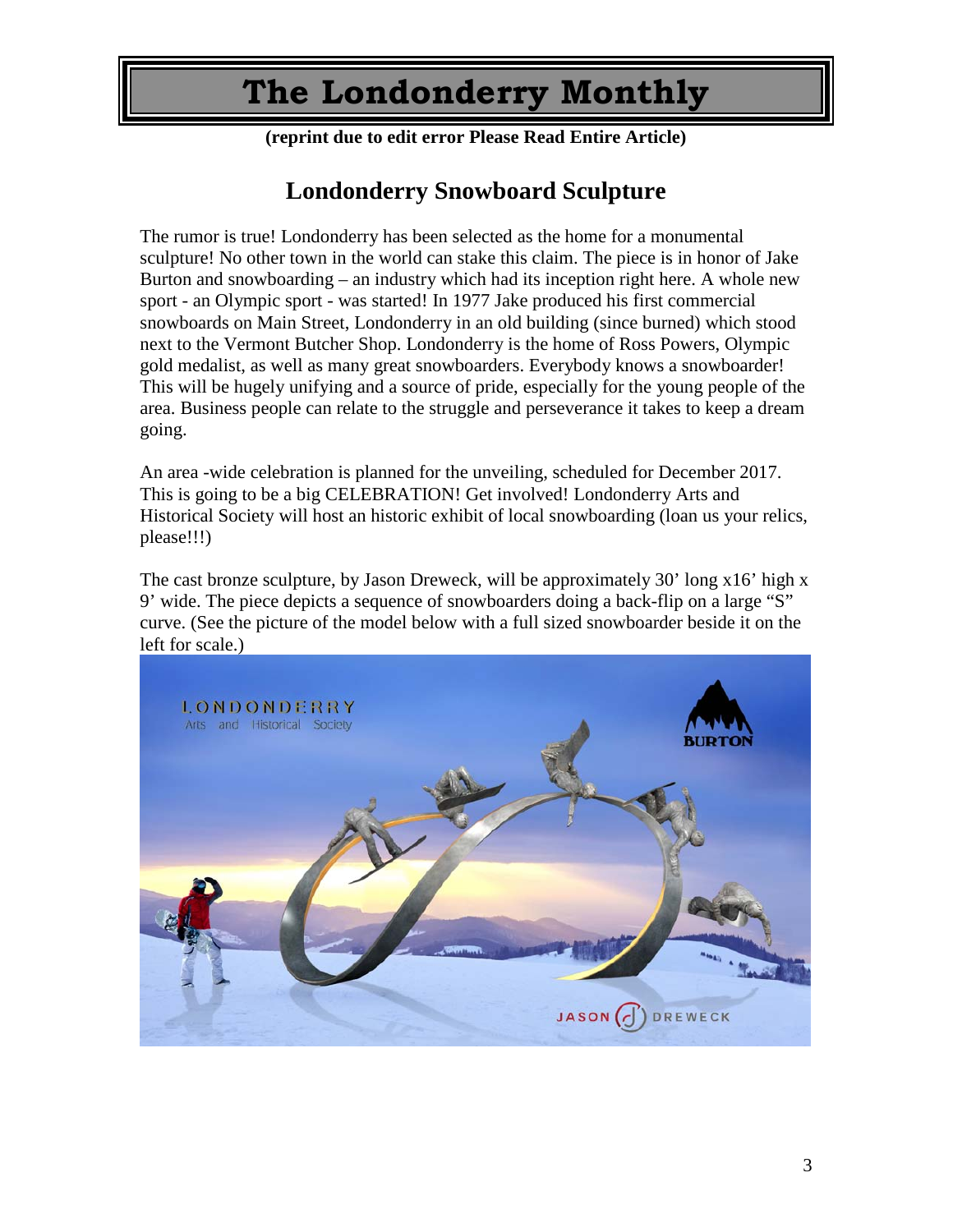# The Londonderry Monthly

**(reprint due to edit error Please Read Entire Article)**

## Londonderry Snowboard Sculpture

The rumor is true! Londonderry has been selected as the home for a monumental sculpture! No other town in the world can stake this claim. The piece is in honor of Jake Burton and snowboarding – an industry which had its inception right here. A whole new sport - an Olympic sport - was started! In 1977 Jake produced his first commercial snowboards on Main Street, Londonderry in an old building (since burned) which stood next to the Vermont Butcher Shop. Londonderry is the home of Ross Powers, Olympic gold medalist, as well as many great snowboarders. Everybody knows a snowboarder! This will be hugely unifying and a source of pride, especially for the young people of the area. Business people can relate to the struggle and perseverance it takes to keep a dream going.

An area -wide celebration is planned for the unveiling, scheduled for December 2017. This is going to be a big CELEBRATION! Get involved! Londonderry Arts and Historical Society will host an historic exhibit of local snowboarding (loan us your relics, please!!!)

The cast bronze sculpture, by Jason Dreweck, will be approximately 30' long x16' high x 9' wide. The piece depicts a sequence of snowboarders doing a back-flip on a large "S" curve. (See the picture of the model below with a full sized snowboarder beside it on the left for scale.)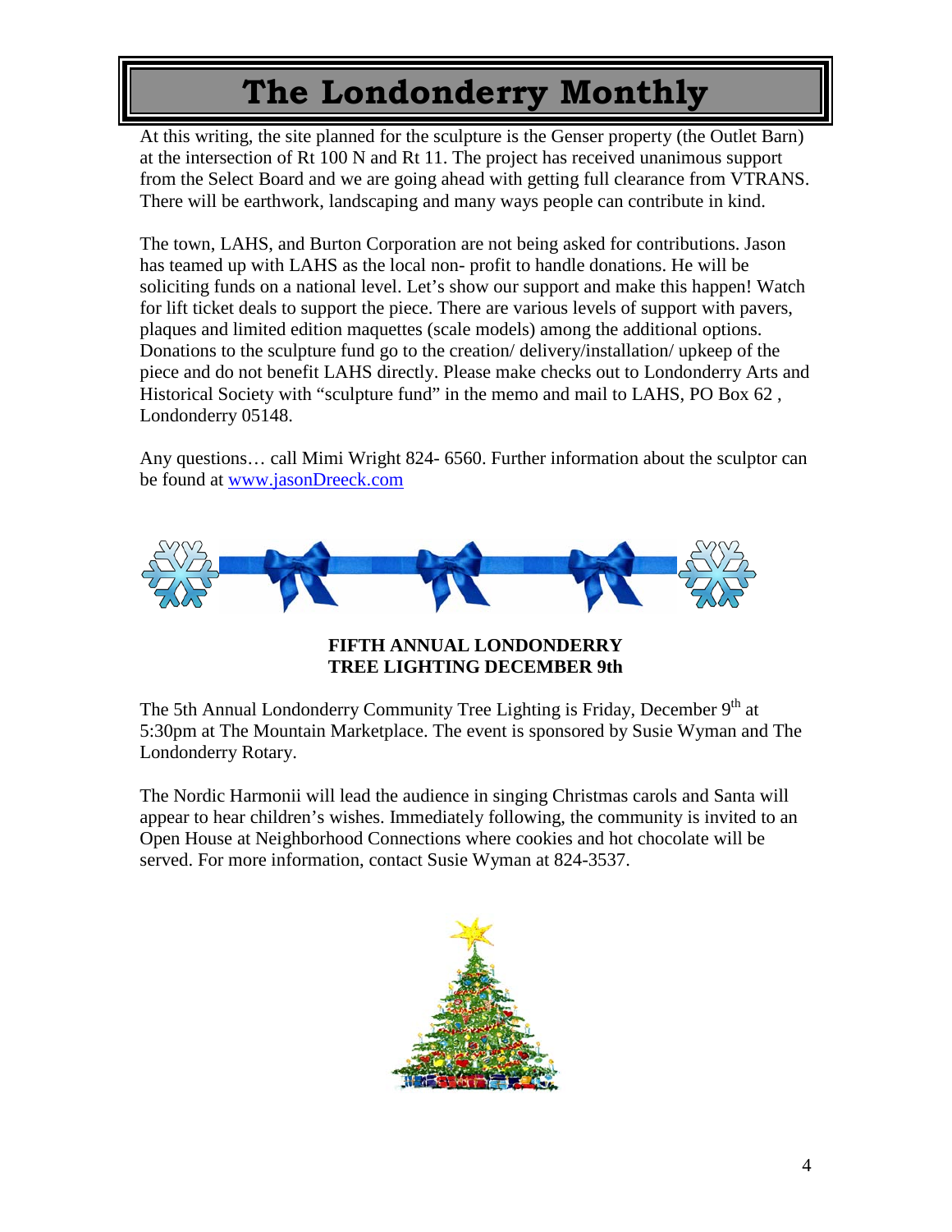# The Londonderry Monthly

At this writing, the site planned for the sculpture is the Genser property (the Outlet Barn) at the intersection of Rt 100 N and Rt 11. The project has received unanimous support from the Select Board and we are going ahead with getting full clearance from VTRANS. There will be earthwork, landscaping and many ways people can contribute in kind.

The town, LAHS, and Burton Corporation are not being asked for contributions. Jason has teamed up with LAHS as the local non- profit to handle donations. He will be soliciting funds on a national level. Let's show our support and make this happen! Watch for lift ticket deals to support the piece. There are various levels of support with pavers, plaques and limited edition maquettes (scale models) among the additional options. Donations to the sculpture fund go to the creation/ delivery/installation/ upkeep of the piece and do not benefit LAHS directly. Please make checks out to Londonderry Arts and Historical Society with "sculpture fund" in the memo and mail to LAHS, PO Box 62 , Londonderry 05148.

Any questions… call Mimi Wright 824- 6560. Further information about the sculptor can be found at [www.jasonDreeck.com](www.jasonDreeck.com)

**FIFTH ANNUAL LONDONDERRY TREE LIGHTING DECEMBER 9th**

The 5th Annual Londonderry Community Tree Lighting is Friday, December 9th at 5:30pm at The Mountain Marketplace. The event is sponsored by Susie Wyman and The Londonderry Rotary.

The Nordic Harmonii will lead the audience in singing Christmas carols and Santa will appear to hear children's wishes. Immediately following, the community is invited to an Open House at Neighborhood Connections where cookies and hot chocolate will be served. For more information, contact Susie Wyman at 824-3537.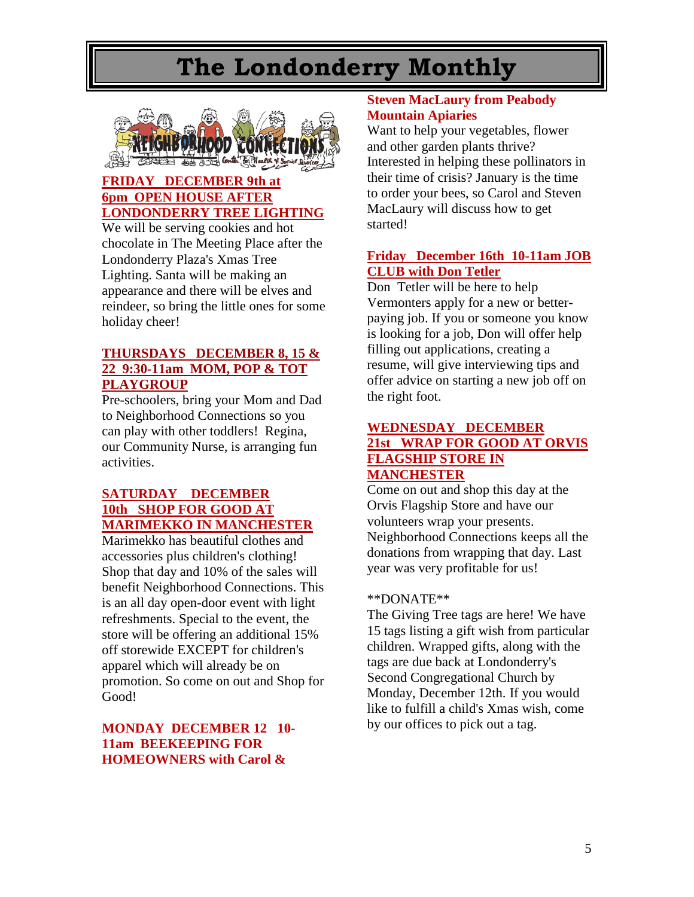# The Londonderry Monthly

**FRIDAY DECEMBER 9th at 6pm OPEN HOUSE AFTER LONDONDERRY TREE LIGHTING**

We will be serving cookies and hot chocolate in The Meeting Place after the Londonderry Plaza's Xmas Tree Lighting. Santa will be making an appearance and there will be elves and reindeer, so bring the little ones for some holiday cheer!

**THURSDAYS DECEMBER 8, 15 & 22 9:30-11am MOM, POP & TOT PLAYGROUP**

Pre-schoolers, bring your Mom and Dad to Neighborhood Connections so you can play with other toddlers! Regina, our Community Nurse, is arranging fun activities.

**SATURDAY DECEMBER 10th SHOP FOR GOOD AT MARIMEKKO IN MANCHESTER**

Marimekko has beautiful clothes and accessories plus children's clothing! Shop that day and 10% of the sales will benefit Neighborhood Connections. This is an all day open-door event with light refreshments. Special to the event, the store will be offering an additional 15% off storewide EXCEPT for children's apparel which will already be on promotion. So come on out and Shop for Good!

**MONDAY DECEMBER 12 10-11am BEEKEEPING FOR HOMEOWNERS with Carol & Steven MacLaury from Peabody Mountain Apiaries**

Want to help your vegetables, flower and other garden plants thrive? Interested in helping these pollinators in their time of crisis? January is the time to order your bees, so Carol and Steven MacLaury will discuss how to get started!

**Friday December 16th 10-11am JOB CLUB with Don Tetler**

Don Tetler will be here to help Vermonters apply for a new or better-paying job. If you or someone you know is looking for a job, Don will offer help filling out applications, creating a resume, will give interviewing tips and offer advice on starting a new job off on the right foot.

**WEDNESDAY DECEMBER 21st WRAP FOR GOOD AT ORVIS FLAGSHIP STORE IN MANCHESTER**

Come on out and shop this day at the Orvis Flagship Store and have our volunteers wrap your presents. Neighborhood Connections keeps all the donations from wrapping that day. Last year was very profitable for us!

**DONATE**

The Giving Tree tags are here! We have 15 tags listing a gift wish from particular children. Wrapped gifts, along with the tags are due back at Londonderry's Second Congregational Church by Monday, December 12th. If you would like to fulfill a child's Xmas wish, come by our offices to pick out a tag.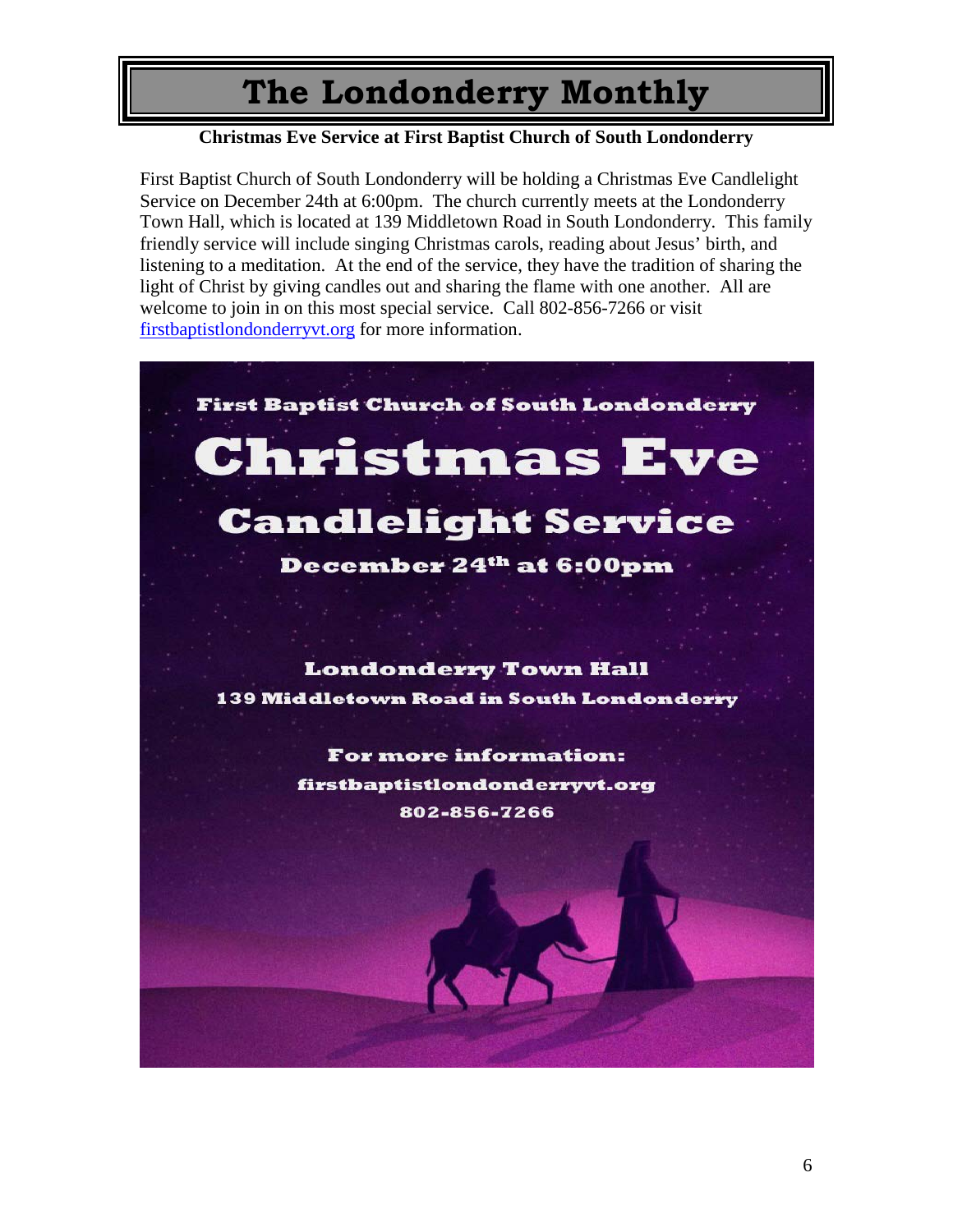# The Londonderry Monthly

**Christmas Eve Service at First Baptist Church of South Londonderry**

First Baptist Church of South Londonderry will be holding a Christmas Eve Candlelight Service on December 24th at 6:00pm. The church currently meets at the Londonderry Town Hall, which is located at 139 Middletown Road in South Londonderry. This family friendly service will include singing Christmas carols, reading about Jesus' birth, and listening to a meditation. At the end of the service, they have the tradition of sharing the light of Christ by giving candles out and sharing the flame with one another. All are welcome to join in on this most special service. Call 802-856-7266 or visit firstbaptistlondonderryvt.org for more information.

First Baptist Church of South Londonderry

## Christmas Eve

## Candlelight Service

December 24th at 6:00pm

Londonderry Town Hall

139 Middletown Road in South Londonderry

For more information:

firstbaptistlondonderryvt.org

802-856-7266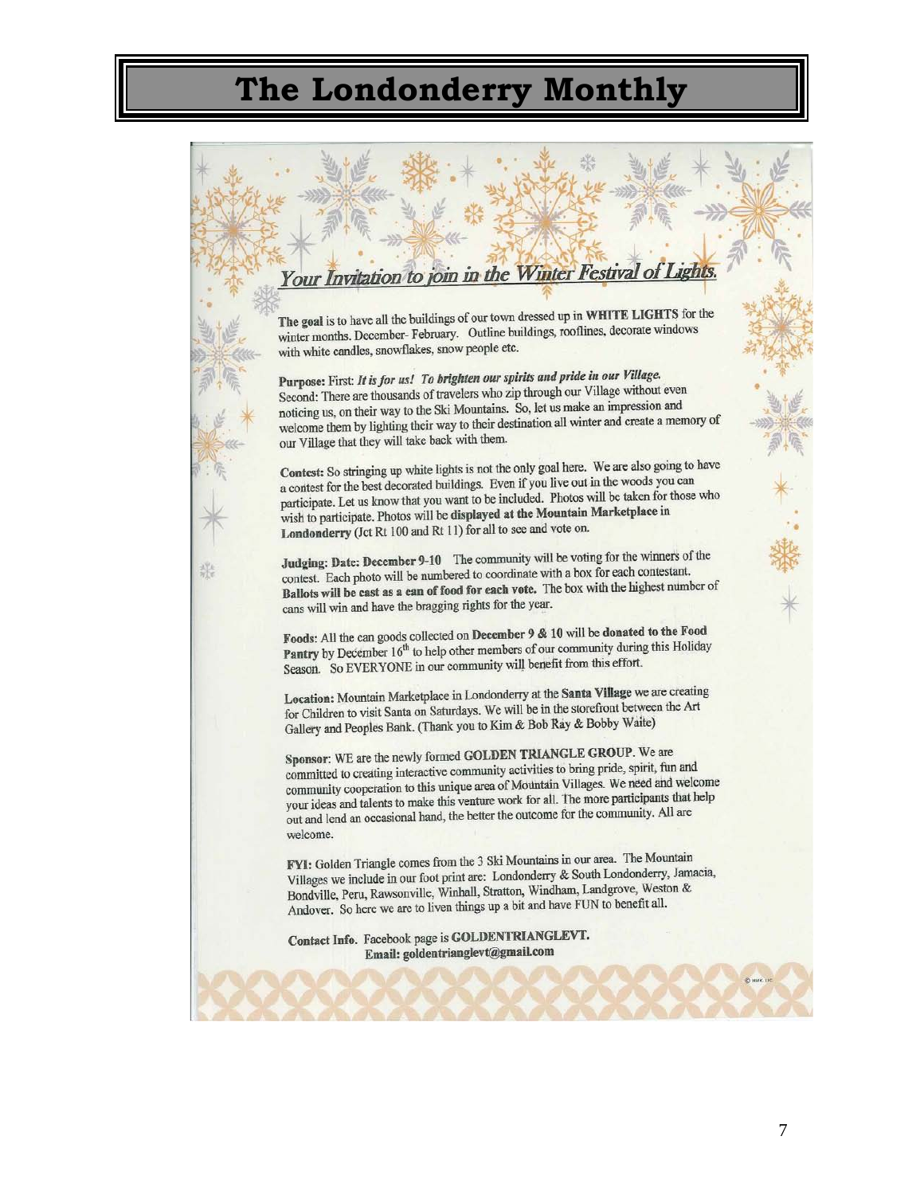# The Londonderry Monthly

## *Your Invitation to join in the Winter Festival of Lights.*

**The goal** is to have all the buildings of our town dressed up in **WHITE LIGHTS** for the winter months. December- February. Outline buildings, rooflines, decorate windows with white candles, snowflakes, snow people etc.

**Purpose:** First: ***It is for us! To brighten our spirits and pride in our Village.*** Second: There are thousands of travelers who zip through our Village without even noticing us, on their way to the Ski Mountains. So, let us make an impression and welcome them by lighting their way to their destination all winter and create a memory of our Village that they will take back with them.

**Contest:** So stringing up white lights is not the only goal here. We are also going to have a contest for the best decorated buildings. Even if you live out in the woods you can participate. Let us know that you want to be included. Photos will be taken for those who wish to participate. Photos will be **displayed at the Mountain Marketplace in Londonderry** (Jct Rt 100 and Rt 11) for all to see and vote on.

**Judging: Date: December 9-10** The community will be voting for the winners of the contest. Each photo will be numbered to coordinate with a box for each contestant. **Ballots will be cast as a can of food for each vote.** The box with the highest number of cans will win and have the bragging rights for the year.

**Foods:** All the can goods collected on **December 9 & 10** will be **donated to the Food Pantry** by December 16th to help other members of our community during this Holiday Season. So EVERYONE in our community will benefit from this effort.

**Location:** Mountain Marketplace in Londonderry at the **Santa Village** we are creating for Children to visit Santa on Saturdays. We will be in the storefront between the Art Gallery and Peoples Bank. (Thank you to Kim & Bob Ray & Bobby Waite)

**Sponsor:** WE are the newly formed **GOLDEN TRIANGLE GROUP.** We are committed to creating interactive community activities to bring pride, spirit, fun and community cooperation to this unique area of Mountain Villages. We need and welcome your ideas and talents to make this venture work for all. The more participants that help out and lend an occasional hand, the better the outcome for the community. All are welcome.

**FYI:** Golden Triangle comes from the 3 Ski Mountains in our area. The Mountain Villages we include in our foot print are: Londonderry & South Londonderry, Jamacia, Bondville, Peru, Rawsonville, Winhall, Stratton, Windham, Landgrove, Weston & Andover. So here we are to liven things up a bit and have FUN to benefit all.

**Contact Info.** Facebook page is **GOLDENTRIANGLEVT.**
**Email: goldentrianglevt@gmail.com**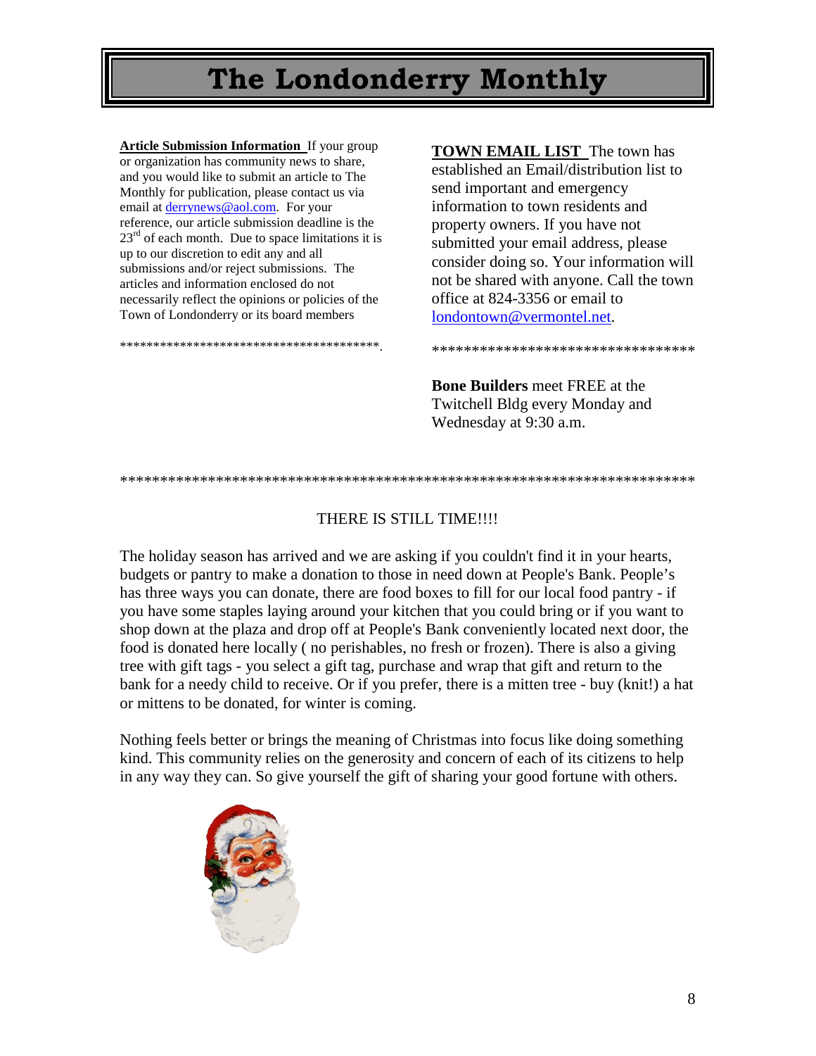# The Londonderry Monthly

**Article Submission Information** If your group or organization has community news to share, and you would like to submit an article to The Monthly for publication, please contact us via email at derrynews@aol.com. For your reference, our article submission deadline is the 23rd of each month. Due to space limitations it is up to our discretion to edit any and all submissions and/or reject submissions. The articles and information enclosed do not necessarily reflect the opinions or policies of the Town of Londonderry or its board members

****************************************.

**TOWN EMAIL LIST** The town has established an Email/distribution list to send important and emergency information to town residents and property owners. If you have not submitted your email address, please consider doing so. Your information will not be shared with anyone. Call the town office at 824-3356 or email to londontown@vermontel.net.

**********************************

**Bone Builders** meet FREE at the Twitchell Bldg every Monday and Wednesday at 9:30 a.m.

***************************************************************************

THERE IS STILL TIME!!!!

The holiday season has arrived and we are asking if you couldn't find it in your hearts, budgets or pantry to make a donation to those in need down at People's Bank. People's has three ways you can donate, there are food boxes to fill for our local food pantry - if you have some staples laying around your kitchen that you could bring or if you want to shop down at the plaza and drop off at People's Bank conveniently located next door, the food is donated here locally ( no perishables, no fresh or frozen). There is also a giving tree with gift tags - you select a gift tag, purchase and wrap that gift and return to the bank for a needy child to receive. Or if you prefer, there is a mitten tree - buy (knit!) a hat or mittens to be donated, for winter is coming.

Nothing feels better or brings the meaning of Christmas into focus like doing something kind. This community relies on the generosity and concern of each of its citizens to help in any way they can. So give yourself the gift of sharing your good fortune with others.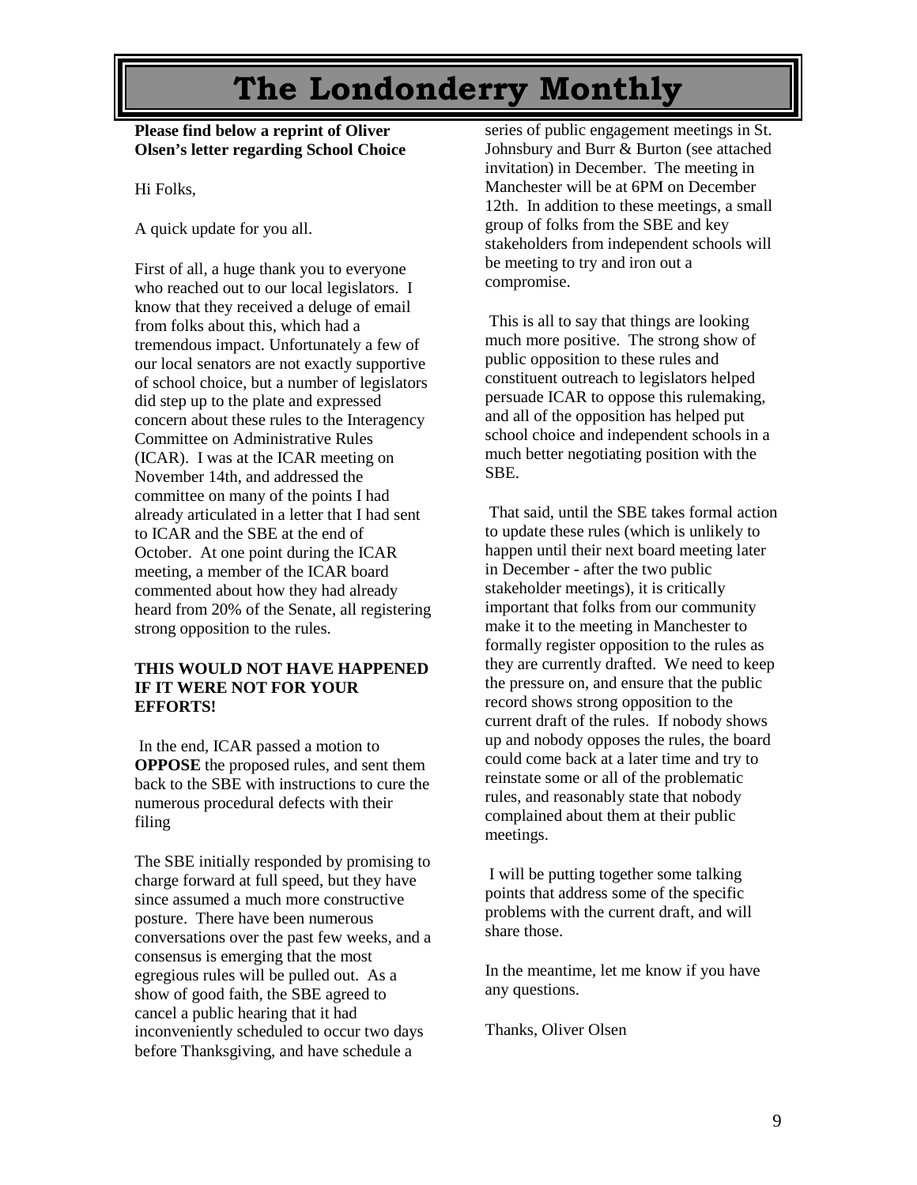# The Londonderry Monthly

**Please find below a reprint of Oliver Olsen's letter regarding School Choice**

Hi Folks,

A quick update for you all.

First of all, a huge thank you to everyone who reached out to our local legislators. I know that they received a deluge of email from folks about this, which had a tremendous impact. Unfortunately a few of our local senators are not exactly supportive of school choice, but a number of legislators did step up to the plate and expressed concern about these rules to the Interagency Committee on Administrative Rules (ICAR). I was at the ICAR meeting on November 14th, and addressed the committee on many of the points I had already articulated in a letter that I had sent to ICAR and the SBE at the end of October. At one point during the ICAR meeting, a member of the ICAR board commented about how they had already heard from 20% of the Senate, all registering strong opposition to the rules.

**THIS WOULD NOT HAVE HAPPENED IF IT WERE NOT FOR YOUR EFFORTS!**

In the end, ICAR passed a motion to **OPPOSE** the proposed rules, and sent them back to the SBE with instructions to cure the numerous procedural defects with their filing

The SBE initially responded by promising to charge forward at full speed, but they have since assumed a much more constructive posture. There have been numerous conversations over the past few weeks, and a consensus is emerging that the most egregious rules will be pulled out. As a show of good faith, the SBE agreed to cancel a public hearing that it had inconveniently scheduled to occur two days before Thanksgiving, and have schedule a series of public engagement meetings in St. Johnsbury and Burr & Burton (see attached invitation) in December. The meeting in Manchester will be at 6PM on December 12th. In addition to these meetings, a small group of folks from the SBE and key stakeholders from independent schools will be meeting to try and iron out a compromise.

This is all to say that things are looking much more positive. The strong show of public opposition to these rules and constituent outreach to legislators helped persuade ICAR to oppose this rulemaking, and all of the opposition has helped put school choice and independent schools in a much better negotiating position with the SBE.

That said, until the SBE takes formal action to update these rules (which is unlikely to happen until their next board meeting later in December - after the two public stakeholder meetings), it is critically important that folks from our community make it to the meeting in Manchester to formally register opposition to the rules as they are currently drafted. We need to keep the pressure on, and ensure that the public record shows strong opposition to the current draft of the rules. If nobody shows up and nobody opposes the rules, the board could come back at a later time and try to reinstate some or all of the problematic rules, and reasonably state that nobody complained about them at their public meetings.

I will be putting together some talking points that address some of the specific problems with the current draft, and will share those.

In the meantime, let me know if you have any questions.

Thanks, Oliver Olsen